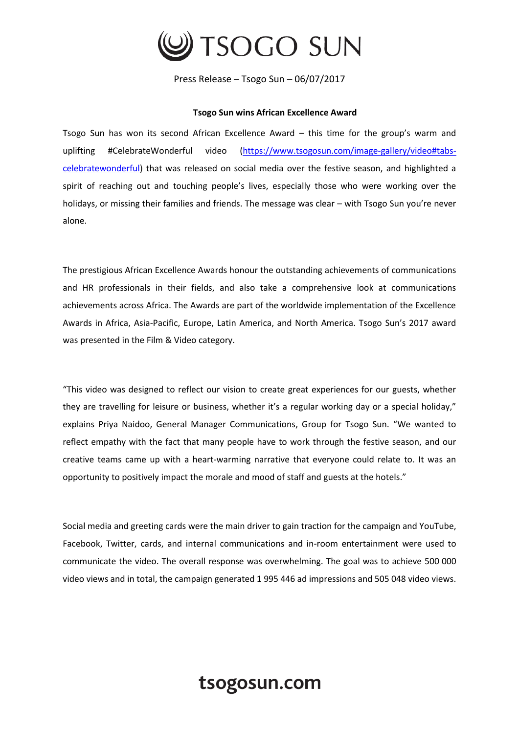# TSOGO SUN

Press Release – Tsogo Sun – 06/07/2017

**Tsogo Sun wins African Excellence Award**

Tsogo Sun has won its second African Excellence Award – this time for the group's warm and uplifting #CelebrateWonderful video (https://www.tsogosun.com/image-gallery/video#tabs-celebratewonderful) that was released on social media over the festive season, and highlighted a spirit of reaching out and touching people's lives, especially those who were working over the holidays, or missing their families and friends. The message was clear – with Tsogo Sun you're never alone.

The prestigious African Excellence Awards honour the outstanding achievements of communications and HR professionals in their fields, and also take a comprehensive look at communications achievements across Africa. The Awards are part of the worldwide implementation of the Excellence Awards in Africa, Asia-Pacific, Europe, Latin America, and North America. Tsogo Sun's 2017 award was presented in the Film & Video category.

"This video was designed to reflect our vision to create great experiences for our guests, whether they are travelling for leisure or business, whether it's a regular working day or a special holiday," explains Priya Naidoo, General Manager Communications, Group for Tsogo Sun. "We wanted to reflect empathy with the fact that many people have to work through the festive season, and our creative teams came up with a heart-warming narrative that everyone could relate to. It was an opportunity to positively impact the morale and mood of staff and guests at the hotels."

Social media and greeting cards were the main driver to gain traction for the campaign and YouTube, Facebook, Twitter, cards, and internal communications and in-room entertainment were used to communicate the video. The overall response was overwhelming. The goal was to achieve 500 000 video views and in total, the campaign generated 1 995 446 ad impressions and 505 048 video views.

tsogosun.com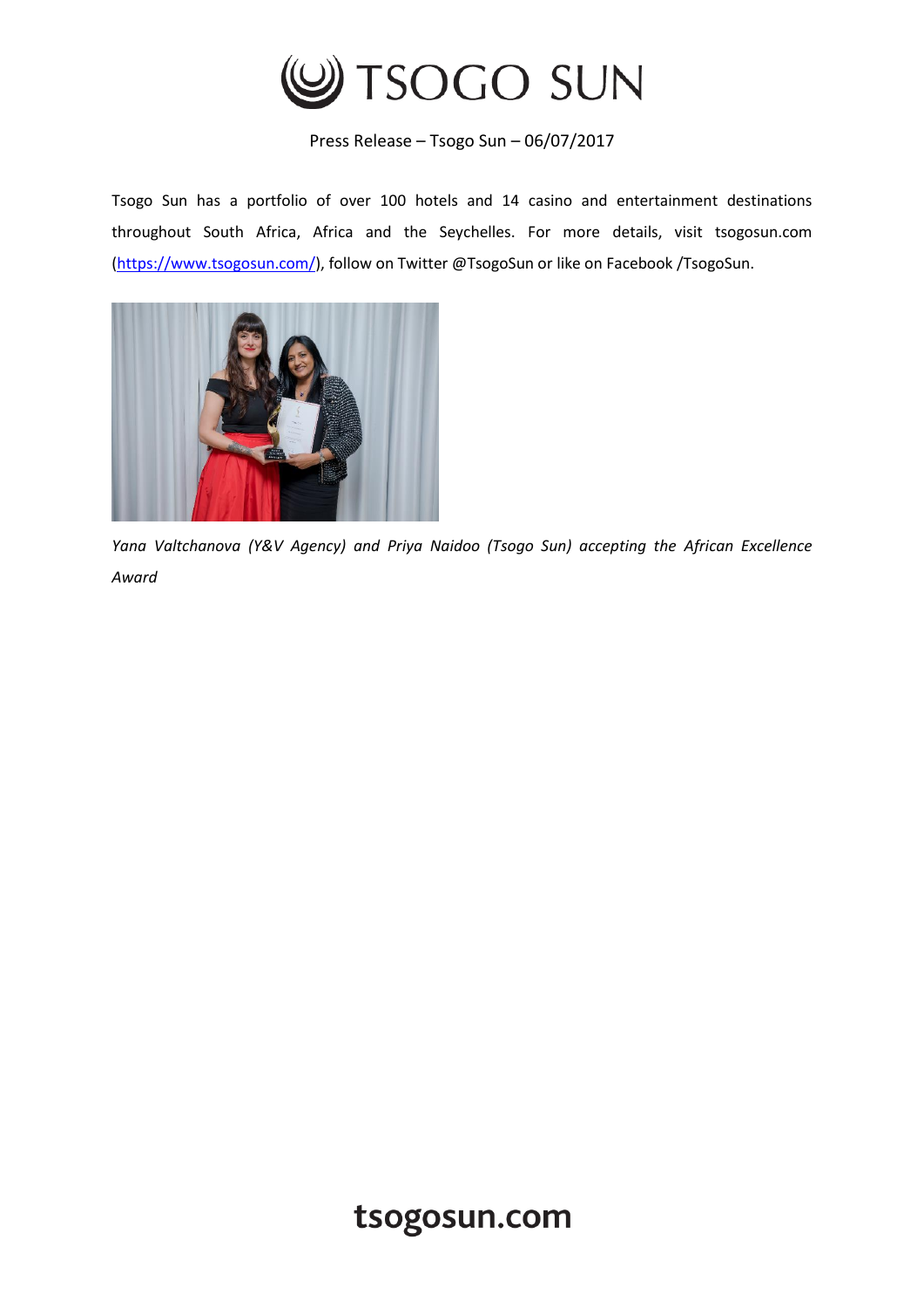Tsogo Sun has a portfolio of over 100 hotels and 14 casino and entertainment destinations throughout South Africa, Africa and the Seychelles. For more details, visit tsogosun.com (https://www.tsogosun.com/), follow on Twitter @TsogoSun or like on Facebook /TsogoSun.

*Yana Valtchanova (Y&V Agency) and Priya Naidoo (Tsogo Sun) accepting the African Excellence Award*